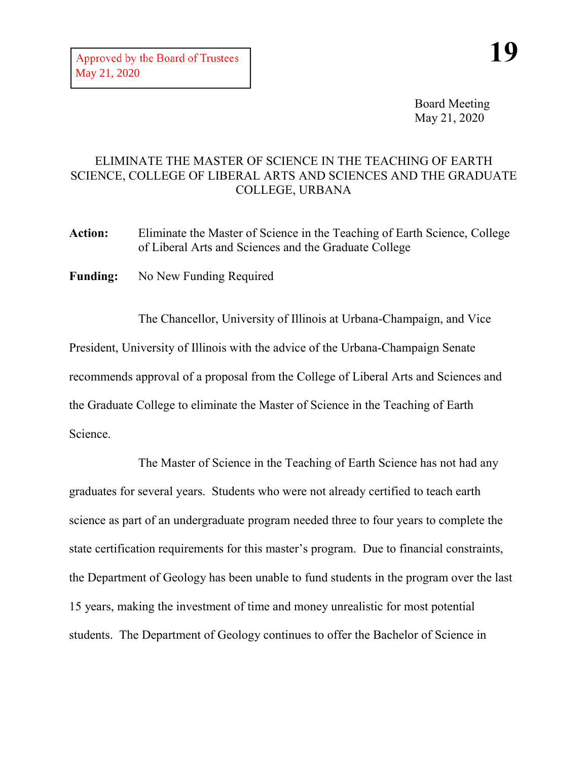Approved by the Board of Trustees
May 21, 2020

**19**

Board Meeting
May 21, 2020

# ELIMINATE THE MASTER OF SCIENCE IN THE TEACHING OF EARTH SCIENCE, COLLEGE OF LIBERAL ARTS AND SCIENCES AND THE GRADUATE COLLEGE, URBANA

**Action:** Eliminate the Master of Science in the Teaching of Earth Science, College of Liberal Arts and Sciences and the Graduate College

**Funding:** No New Funding Required

The Chancellor, University of Illinois at Urbana-Champaign, and Vice President, University of Illinois with the advice of the Urbana-Champaign Senate recommends approval of a proposal from the College of Liberal Arts and Sciences and the Graduate College to eliminate the Master of Science in the Teaching of Earth Science.

The Master of Science in the Teaching of Earth Science has not had any graduates for several years. Students who were not already certified to teach earth science as part of an undergraduate program needed three to four years to complete the state certification requirements for this master's program. Due to financial constraints, the Department of Geology has been unable to fund students in the program over the last 15 years, making the investment of time and money unrealistic for most potential students. The Department of Geology continues to offer the Bachelor of Science in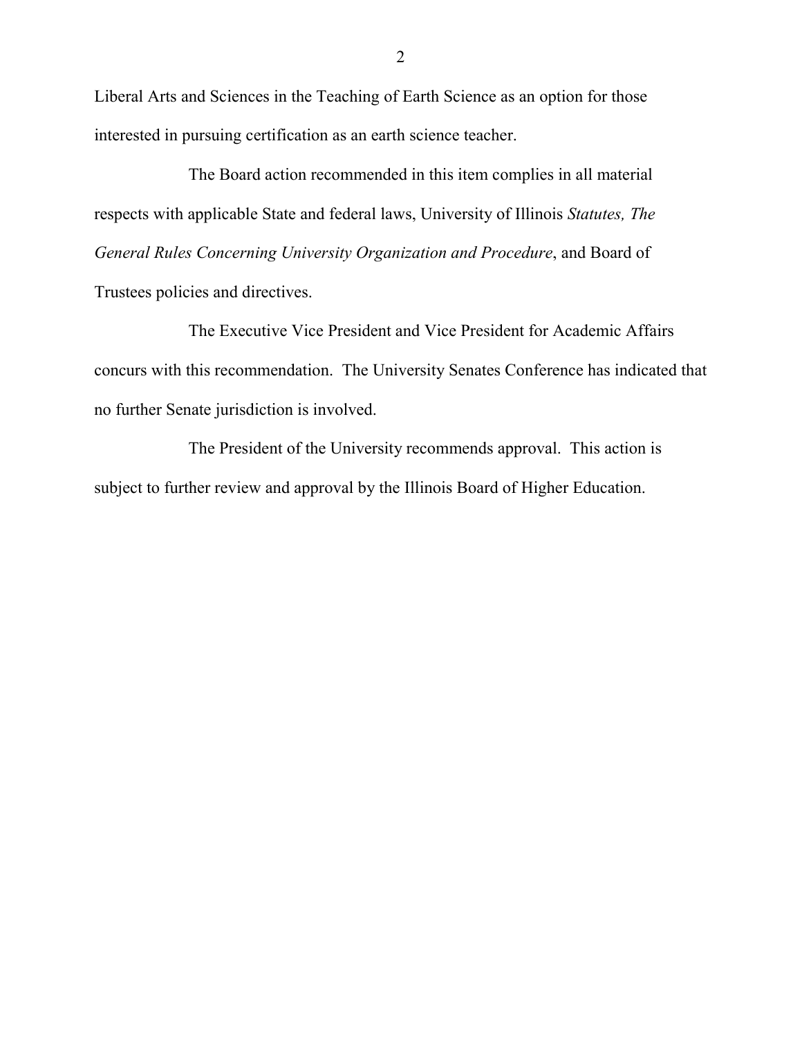Liberal Arts and Sciences in the Teaching of Earth Science as an option for those interested in pursuing certification as an earth science teacher.

The Board action recommended in this item complies in all material respects with applicable State and federal laws, University of Illinois *Statutes, The General Rules Concerning University Organization and Procedure*, and Board of Trustees policies and directives.

The Executive Vice President and Vice President for Academic Affairs concurs with this recommendation. The University Senates Conference has indicated that no further Senate jurisdiction is involved.

The President of the University recommends approval. This action is subject to further review and approval by the Illinois Board of Higher Education.